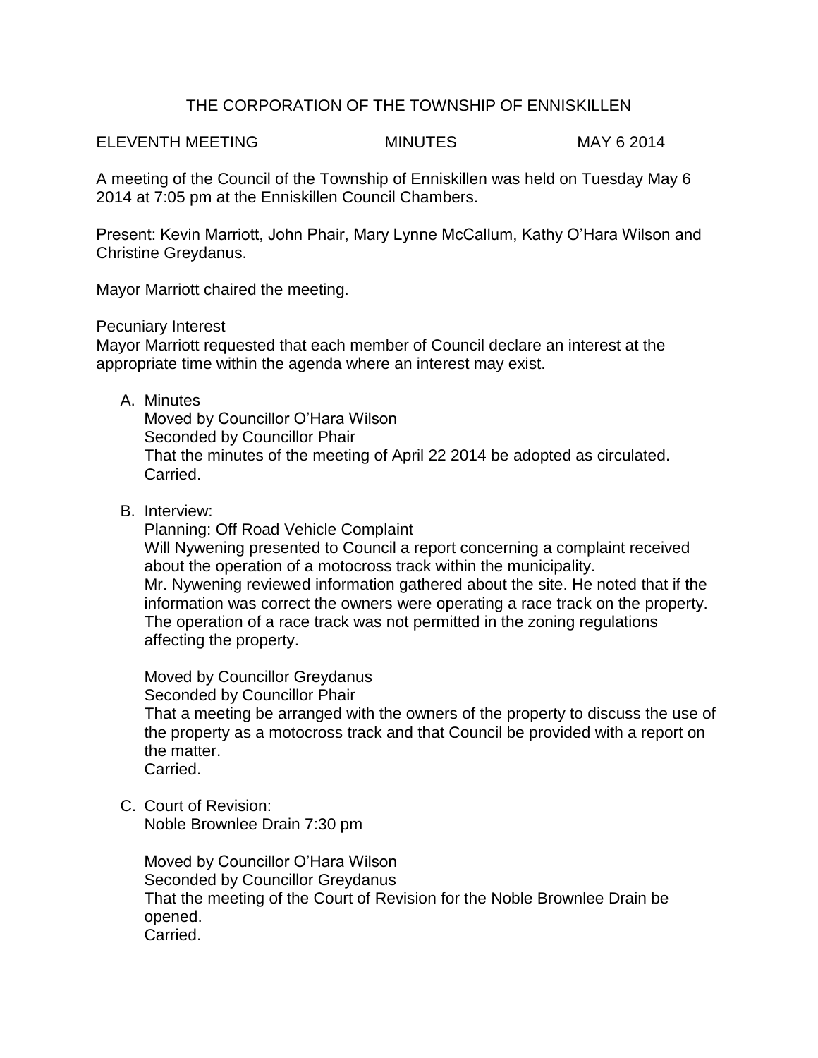# THE CORPORATION OF THE TOWNSHIP OF ENNISKILLEN

ELEVENTH MEETING MINUTES MAY 6 2014

A meeting of the Council of the Township of Enniskillen was held on Tuesday May 6 2014 at 7:05 pm at the Enniskillen Council Chambers.

Present: Kevin Marriott, John Phair, Mary Lynne McCallum, Kathy O'Hara Wilson and Christine Greydanus.

Mayor Marriott chaired the meeting.

Pecuniary Interest
Mayor Marriott requested that each member of Council declare an interest at the appropriate time within the agenda where an interest may exist.

A. Minutes
   Moved by Councillor O'Hara Wilson
   Seconded by Councillor Phair
   That the minutes of the meeting of April 22 2014 be adopted as circulated.
   Carried.

B. Interview:
   Planning: Off Road Vehicle Complaint
   Will Nywening presented to Council a report concerning a complaint received about the operation of a motocross track within the municipality.
   Mr. Nywening reviewed information gathered about the site. He noted that if the information was correct the owners were operating a race track on the property. The operation of a race track was not permitted in the zoning regulations affecting the property.

   Moved by Councillor Greydanus
   Seconded by Councillor Phair
   That a meeting be arranged with the owners of the property to discuss the use of the property as a motocross track and that Council be provided with a report on the matter.
   Carried.

C. Court of Revision:
   Noble Brownlee Drain 7:30 pm

   Moved by Councillor O'Hara Wilson
   Seconded by Councillor Greydanus
   That the meeting of the Court of Revision for the Noble Brownlee Drain be opened.
   Carried.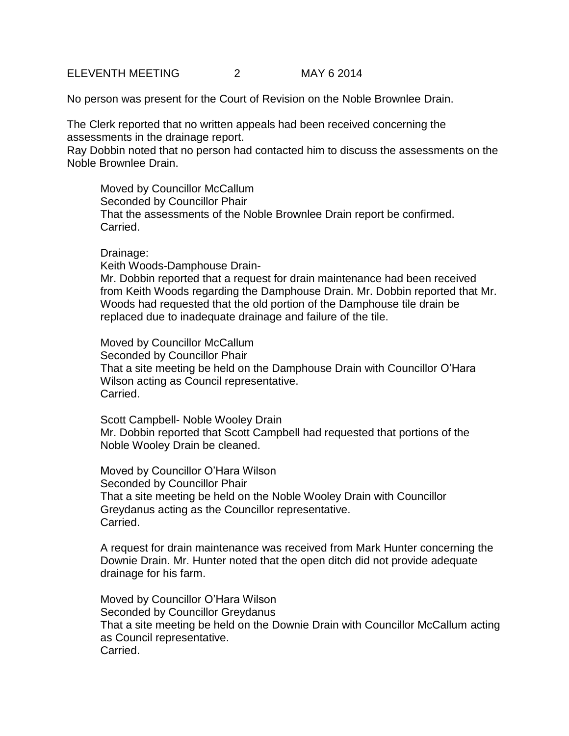No person was present for the Court of Revision on the Noble Brownlee Drain.

The Clerk reported that no written appeals had been received concerning the assessments in the drainage report.
Ray Dobbin noted that no person had contacted him to discuss the assessments on the Noble Brownlee Drain.

Moved by Councillor McCallum
Seconded by Councillor Phair
That the assessments of the Noble Brownlee Drain report be confirmed.
Carried.

Drainage:
Keith Woods-Damphouse Drain-
Mr. Dobbin reported that a request for drain maintenance had been received from Keith Woods regarding the Damphouse Drain. Mr. Dobbin reported that Mr. Woods had requested that the old portion of the Damphouse tile drain be replaced due to inadequate drainage and failure of the tile.

Moved by Councillor McCallum
Seconded by Councillor Phair
That a site meeting be held on the Damphouse Drain with Councillor O'Hara Wilson acting as Council representative.
Carried.

Scott Campbell- Noble Wooley Drain
Mr. Dobbin reported that Scott Campbell had requested that portions of the Noble Wooley Drain be cleaned.

Moved by Councillor O'Hara Wilson
Seconded by Councillor Phair
That a site meeting be held on the Noble Wooley Drain with Councillor Greydanus acting as the Councillor representative.
Carried.

A request for drain maintenance was received from Mark Hunter concerning the Downie Drain. Mr. Hunter noted that the open ditch did not provide adequate drainage for his farm.

Moved by Councillor O'Hara Wilson
Seconded by Councillor Greydanus
That a site meeting be held on the Downie Drain with Councillor McCallum acting as Council representative.
Carried.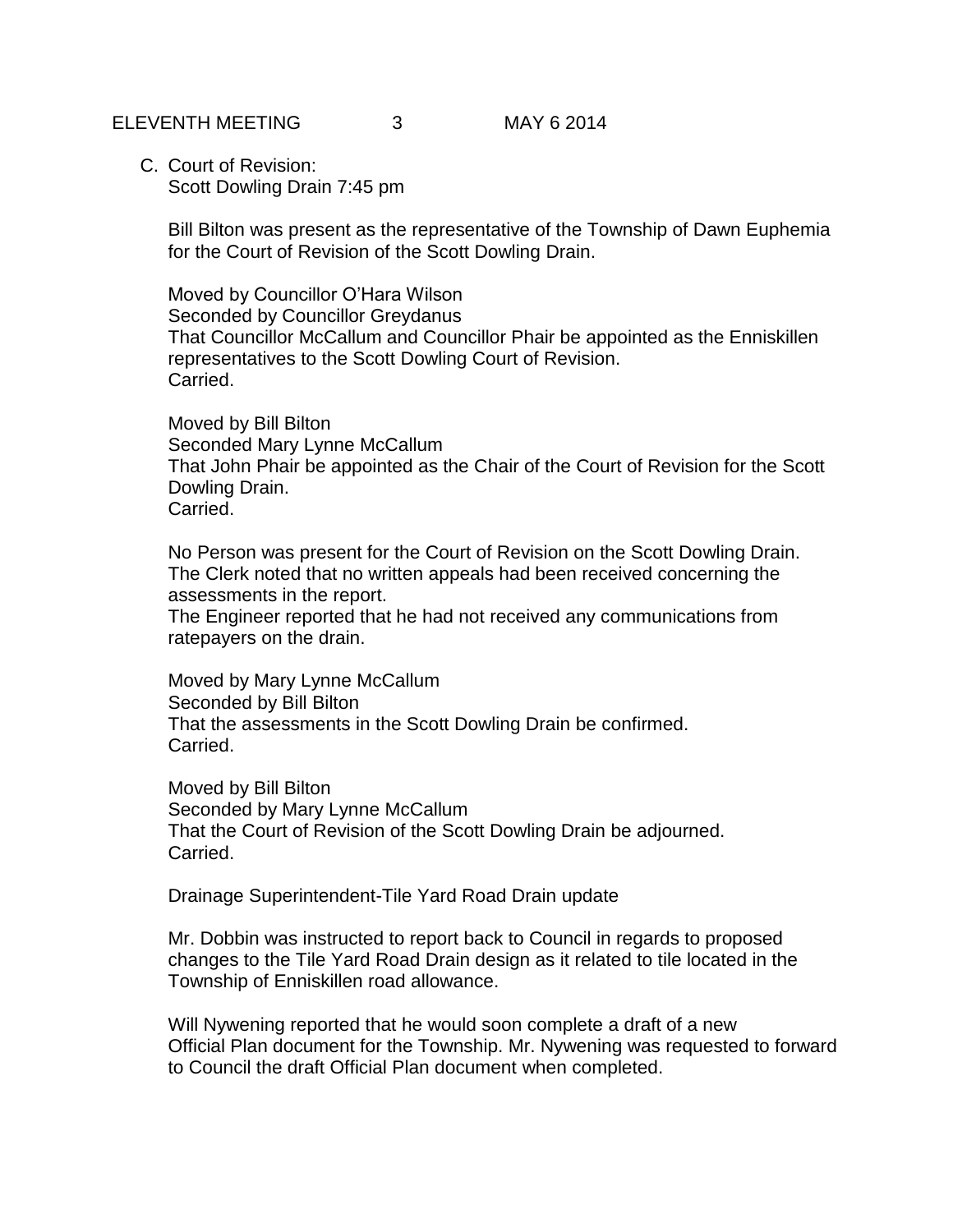C. Court of Revision:
Scott Dowling Drain 7:45 pm

Bill Bilton was present as the representative of the Township of Dawn Euphemia for the Court of Revision of the Scott Dowling Drain.

Moved by Councillor O'Hara Wilson
Seconded by Councillor Greydanus
That Councillor McCallum and Councillor Phair be appointed as the Enniskillen representatives to the Scott Dowling Court of Revision.
Carried.

Moved by Bill Bilton
Seconded Mary Lynne McCallum
That John Phair be appointed as the Chair of the Court of Revision for the Scott Dowling Drain.
Carried.

No Person was present for the Court of Revision on the Scott Dowling Drain.
The Clerk noted that no written appeals had been received concerning the assessments in the report.
The Engineer reported that he had not received any communications from ratepayers on the drain.

Moved by Mary Lynne McCallum
Seconded by Bill Bilton
That the assessments in the Scott Dowling Drain be confirmed.
Carried.

Moved by Bill Bilton
Seconded by Mary Lynne McCallum
That the Court of Revision of the Scott Dowling Drain be adjourned.
Carried.

Drainage Superintendent-Tile Yard Road Drain update

Mr. Dobbin was instructed to report back to Council in regards to proposed changes to the Tile Yard Road Drain design as it related to tile located in the Township of Enniskillen road allowance.

Will Nywening reported that he would soon complete a draft of a new Official Plan document for the Township. Mr. Nywening was requested to forward to Council the draft Official Plan document when completed.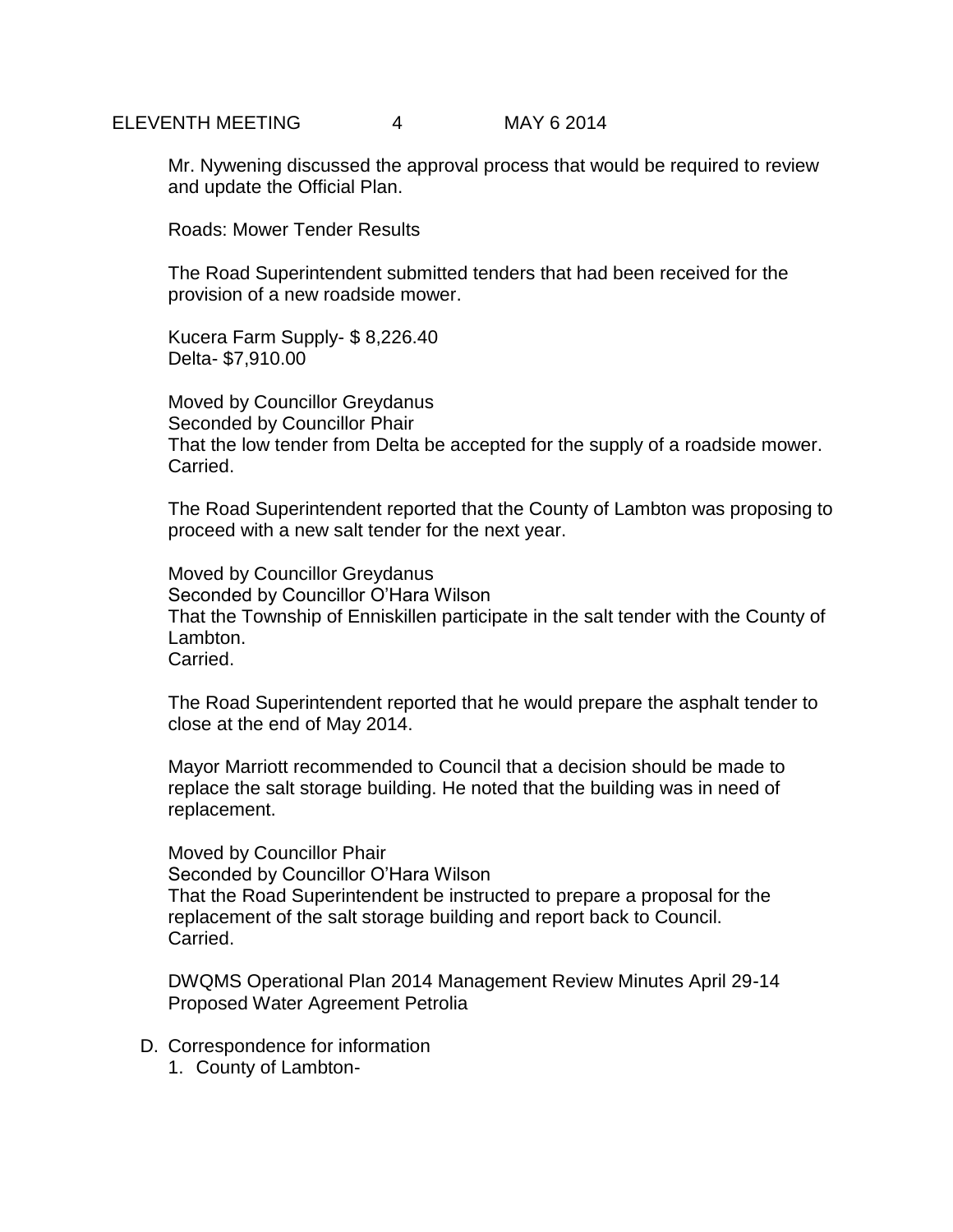Mr. Nywening discussed the approval process that would be required to review and update the Official Plan.

Roads: Mower Tender Results

The Road Superintendent submitted tenders that had been received for the provision of a new roadside mower.

Kucera Farm Supply- $ 8,226.40  
Delta- $7,910.00

Moved by Councillor Greydanus  
Seconded by Councillor Phair  
That the low tender from Delta be accepted for the supply of a roadside mower.  
Carried.

The Road Superintendent reported that the County of Lambton was proposing to proceed with a new salt tender for the next year.

Moved by Councillor Greydanus  
Seconded by Councillor O'Hara Wilson  
That the Township of Enniskillen participate in the salt tender with the County of Lambton.  
Carried.

The Road Superintendent reported that he would prepare the asphalt tender to close at the end of May 2014.

Mayor Marriott recommended to Council that a decision should be made to replace the salt storage building. He noted that the building was in need of replacement.

Moved by Councillor Phair  
Seconded by Councillor O'Hara Wilson  
That the Road Superintendent be instructed to prepare a proposal for the replacement of the salt storage building and report back to Council.  
Carried.

DWQMS Operational Plan 2014 Management Review Minutes April 29-14  
Proposed Water Agreement Petrolia

D. Correspondence for information
   1. County of Lambton-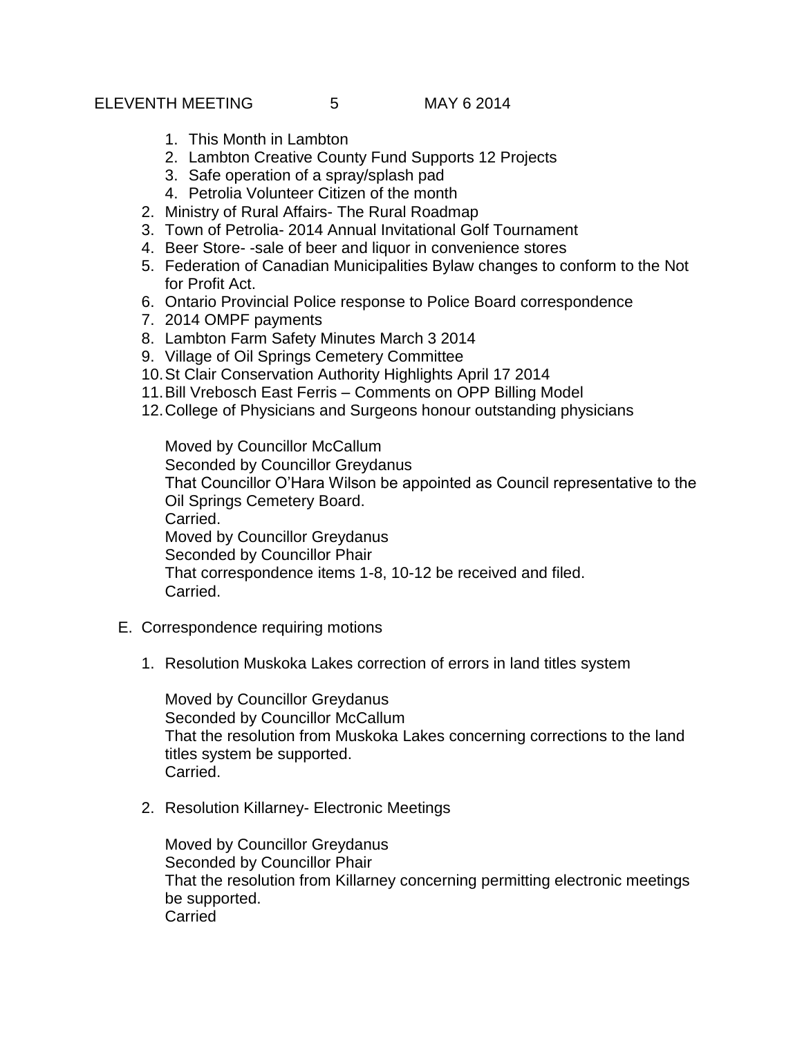1. This Month in Lambton
   2. Lambton Creative County Fund Supports 12 Projects
   3. Safe operation of a spray/splash pad
   4. Petrolia Volunteer Citizen of the month
2. Ministry of Rural Affairs- The Rural Roadmap
3. Town of Petrolia- 2014 Annual Invitational Golf Tournament
4. Beer Store- -sale of beer and liquor in convenience stores
5. Federation of Canadian Municipalities Bylaw changes to conform to the Not for Profit Act.
6. Ontario Provincial Police response to Police Board correspondence
7. 2014 OMPF payments
8. Lambton Farm Safety Minutes March 3 2014
9. Village of Oil Springs Cemetery Committee
10. St Clair Conservation Authority Highlights April 17 2014
11. Bill Vrebosch East Ferris – Comments on OPP Billing Model
12. College of Physicians and Surgeons honour outstanding physicians

Moved by Councillor McCallum
Seconded by Councillor Greydanus
That Councillor O'Hara Wilson be appointed as Council representative to the Oil Springs Cemetery Board.
Carried.
Moved by Councillor Greydanus
Seconded by Councillor Phair
That correspondence items 1-8, 10-12 be received and filed.
Carried.

E. Correspondence requiring motions

1. Resolution Muskoka Lakes correction of errors in land titles system

   Moved by Councillor Greydanus
   Seconded by Councillor McCallum
   That the resolution from Muskoka Lakes concerning corrections to the land titles system be supported.
   Carried.

2. Resolution Killarney- Electronic Meetings

   Moved by Councillor Greydanus
   Seconded by Councillor Phair
   That the resolution from Killarney concerning permitting electronic meetings be supported.
   Carried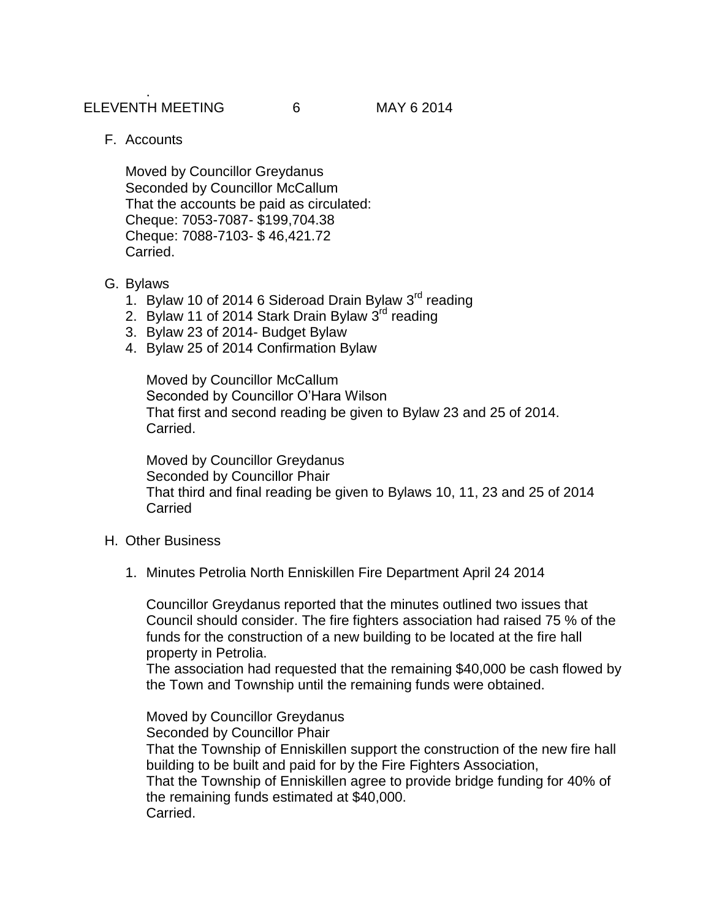F. Accounts

Moved by Councillor Greydanus
Seconded by Councillor McCallum
That the accounts be paid as circulated:
Cheque: 7053-7087- $199,704.38
Cheque: 7088-7103- $ 46,421.72
Carried.

G. Bylaws

1. Bylaw 10 of 2014 6 Sideroad Drain Bylaw 3rd reading
2. Bylaw 11 of 2014 Stark Drain Bylaw 3rd reading
3. Bylaw 23 of 2014- Budget Bylaw
4. Bylaw 25 of 2014 Confirmation Bylaw

Moved by Councillor McCallum
Seconded by Councillor O'Hara Wilson
That first and second reading be given to Bylaw 23 and 25 of 2014.
Carried.

Moved by Councillor Greydanus
Seconded by Councillor Phair
That third and final reading be given to Bylaws 10, 11, 23 and 25 of 2014
Carried

H. Other Business

1. Minutes Petrolia North Enniskillen Fire Department April 24 2014

Councillor Greydanus reported that the minutes outlined two issues that Council should consider. The fire fighters association had raised 75 % of the funds for the construction of a new building to be located at the fire hall property in Petrolia.
The association had requested that the remaining $40,000 be cash flowed by the Town and Township until the remaining funds were obtained.

Moved by Councillor Greydanus
Seconded by Councillor Phair
That the Township of Enniskillen support the construction of the new fire hall building to be built and paid for by the Fire Fighters Association,
That the Township of Enniskillen agree to provide bridge funding for 40% of the remaining funds estimated at $40,000.
Carried.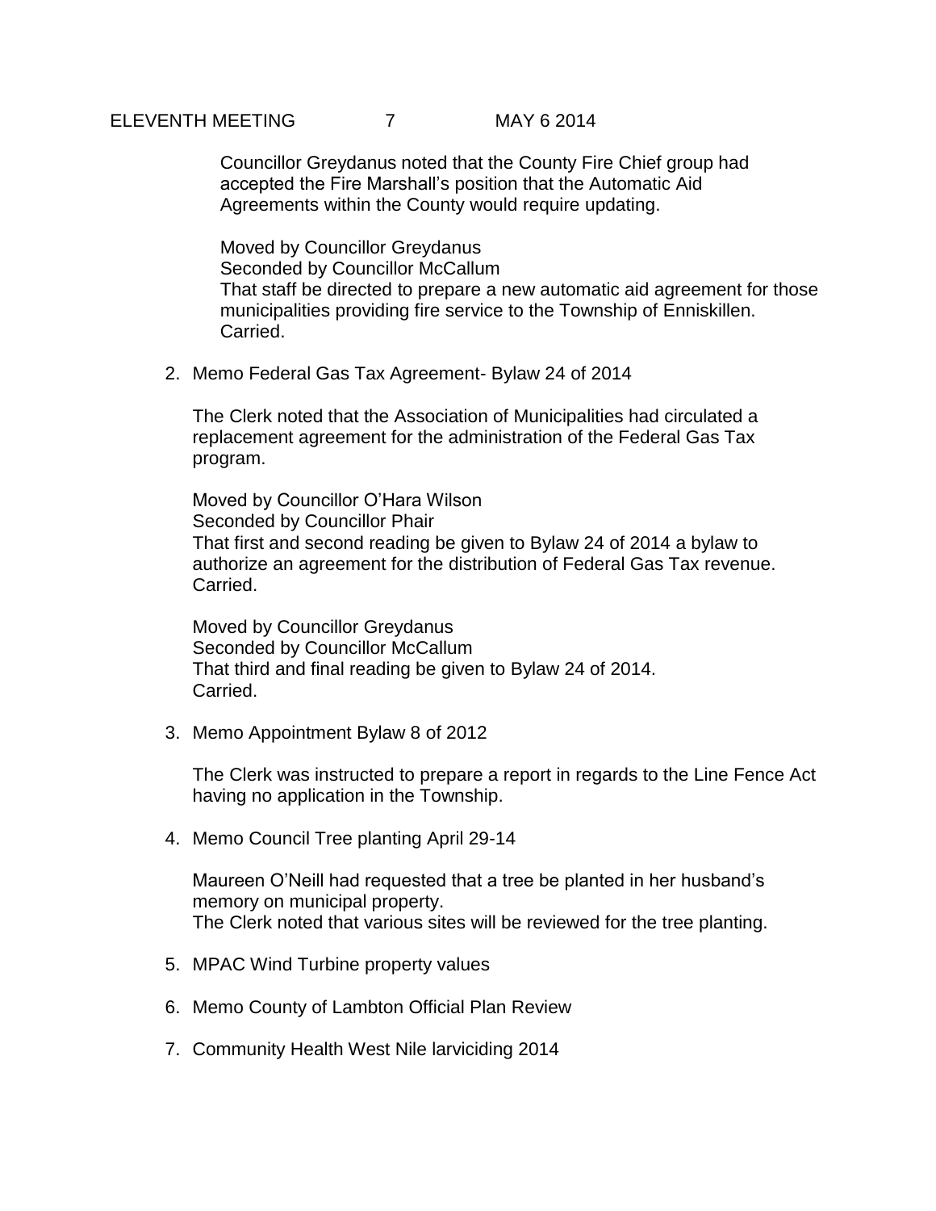Councillor Greydanus noted that the County Fire Chief group had accepted the Fire Marshall's position that the Automatic Aid Agreements within the County would require updating.

Moved by Councillor Greydanus
Seconded by Councillor McCallum
That staff be directed to prepare a new automatic aid agreement for those municipalities providing fire service to the Township of Enniskillen.
Carried.

2. Memo Federal Gas Tax Agreement- Bylaw 24 of 2014

   The Clerk noted that the Association of Municipalities had circulated a replacement agreement for the administration of the Federal Gas Tax program.

   Moved by Councillor O'Hara Wilson
   Seconded by Councillor Phair
   That first and second reading be given to Bylaw 24 of 2014 a bylaw to authorize an agreement for the distribution of Federal Gas Tax revenue.
   Carried.

   Moved by Councillor Greydanus
   Seconded by Councillor McCallum
   That third and final reading be given to Bylaw 24 of 2014.
   Carried.

3. Memo Appointment Bylaw 8 of 2012

   The Clerk was instructed to prepare a report in regards to the Line Fence Act having no application in the Township.

4. Memo Council Tree planting April 29-14

   Maureen O'Neill had requested that a tree be planted in her husband's memory on municipal property.
   The Clerk noted that various sites will be reviewed for the tree planting.

5. MPAC Wind Turbine property values

6. Memo County of Lambton Official Plan Review

7. Community Health West Nile larviciding 2014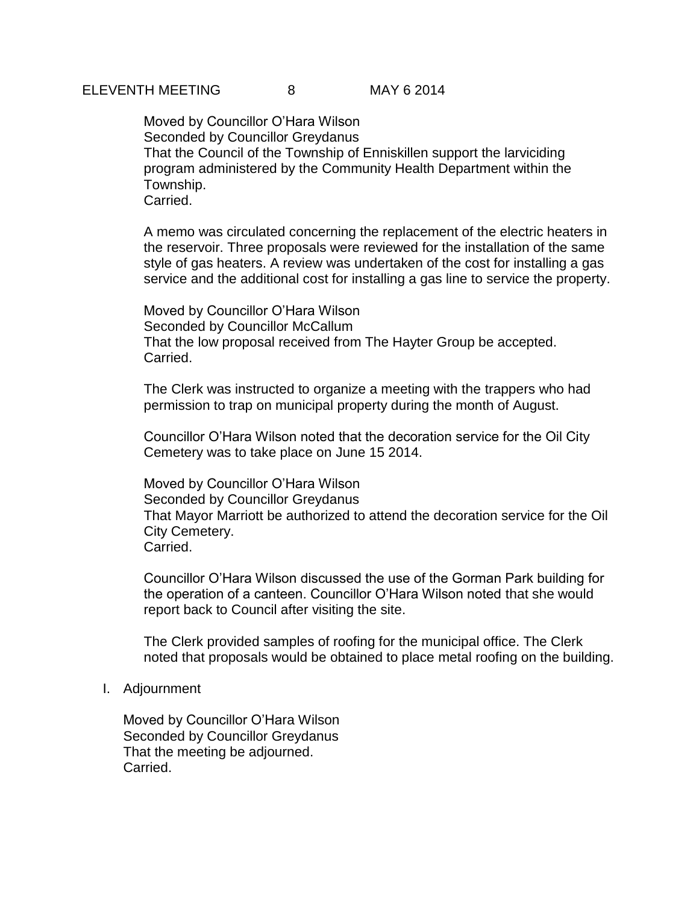Moved by Councillor O'Hara Wilson
Seconded by Councillor Greydanus
That the Council of the Township of Enniskillen support the larviciding program administered by the Community Health Department within the Township.
Carried.

A memo was circulated concerning the replacement of the electric heaters in the reservoir. Three proposals were reviewed for the installation of the same style of gas heaters. A review was undertaken of the cost for installing a gas service and the additional cost for installing a gas line to service the property.

Moved by Councillor O'Hara Wilson
Seconded by Councillor McCallum
That the low proposal received from The Hayter Group be accepted.
Carried.

The Clerk was instructed to organize a meeting with the trappers who had permission to trap on municipal property during the month of August.

Councillor O'Hara Wilson noted that the decoration service for the Oil City Cemetery was to take place on June 15 2014.

Moved by Councillor O'Hara Wilson
Seconded by Councillor Greydanus
That Mayor Marriott be authorized to attend the decoration service for the Oil City Cemetery.
Carried.

Councillor O'Hara Wilson discussed the use of the Gorman Park building for the operation of a canteen. Councillor O'Hara Wilson noted that she would report back to Council after visiting the site.

The Clerk provided samples of roofing for the municipal office. The Clerk noted that proposals would be obtained to place metal roofing on the building.

I. Adjournment

Moved by Councillor O'Hara Wilson
Seconded by Councillor Greydanus
That the meeting be adjourned.
Carried.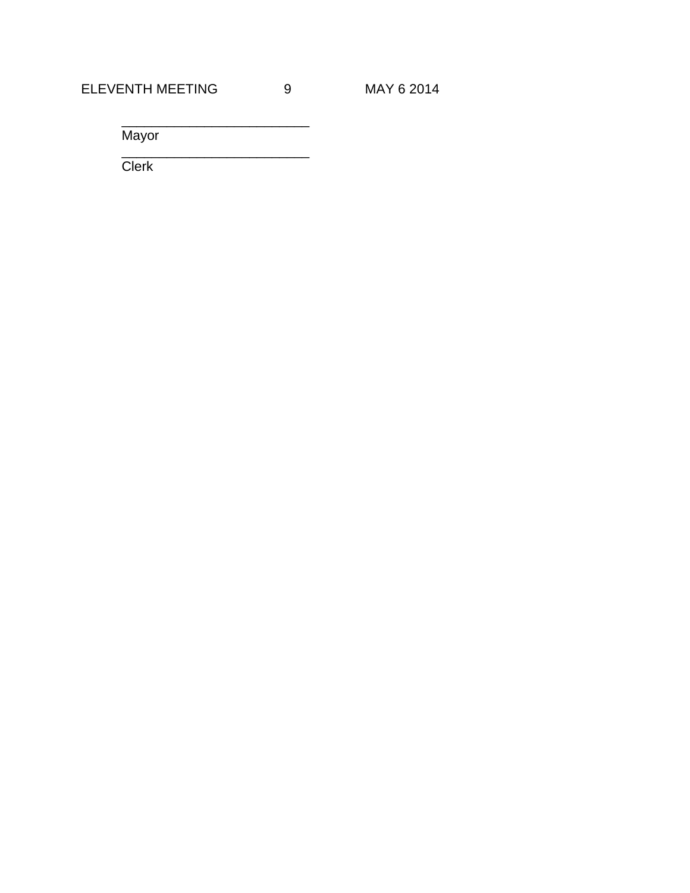_________________________
Mayor

_________________________
Clerk